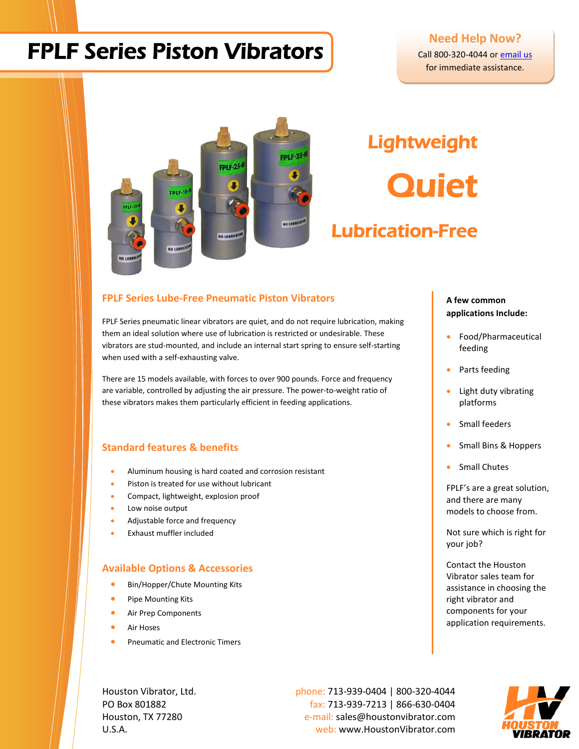# FPLF Series Piston Vibrators

**Need Help Now?**
Call 800-320-4044 or email us for immediate assistance.

Lightweight

Quiet

Lubrication-Free

## FPLF Series Lube-Free Pneumatic Piston Vibrators

FPLF Series pneumatic linear vibrators are quiet, and do not require lubrication, making them an ideal solution where use of lubrication is restricted or undesirable. These vibrators are stud-mounted, and include an internal start spring to ensure self-starting when used with a self-exhausting valve.

There are 15 models available, with forces to over 900 pounds. Force and frequency are variable, controlled by adjusting the air pressure. The power-to-weight ratio of these vibrators makes them particularly efficient in feeding applications.

## Standard features & benefits

- Aluminum housing is hard coated and corrosion resistant
- Piston is treated for use without lubricant
- Compact, lightweight, explosion proof
- Low noise output
- Adjustable force and frequency
- Exhaust muffler included

## Available Options & Accessories

- Bin/Hopper/Chute Mounting Kits
- Pipe Mounting Kits
- Air Prep Components
- Air Hoses
- Pneumatic and Electronic Timers

**A few common applications Include:**

- Food/Pharmaceutical feeding
- Parts feeding
- Light duty vibrating platforms
- Small feeders
- Small Bins & Hoppers
- Small Chutes

FPLF's are a great solution, and there are many models to choose from.

Not sure which is right for your job?

Contact the Houston Vibrator sales team for assistance in choosing the right vibrator and components for your application requirements.

Houston Vibrator, Ltd.
PO Box 801882
Houston, TX 77280
U.S.A.

phone: 713-939-0404 | 800-320-4044
fax: 713-939-7213 | 866-630-0404
e-mail: sales@houstonvibrator.com
web: www.HoustonVibrator.com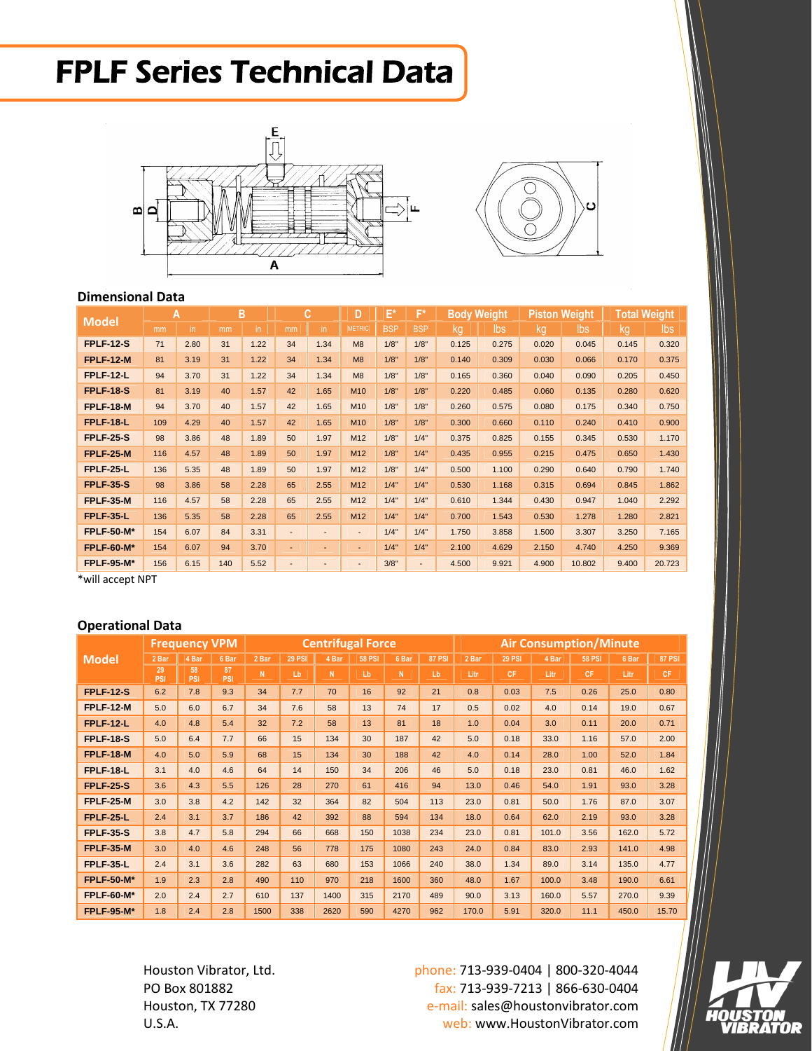# FPLF Series Technical Data

E

B D

F

A

C

## Dimensional Data

| Model | A | | B | | C | | D | E* | F* | Body Weight | | Piston Weight | | Total Weight | |
|---|---|---|---|---|---|---|---|---|---|---|---|---|---|---|---|
| | mm | in | mm | in | mm | in | METRIC | BSP | BSP | kg | lbs | kg | lbs | kg | lbs |
| FPLF-12-S | 71 | 2.80 | 31 | 1.22 | 34 | 1.34 | M8 | 1/8" | 1/8" | 0.125 | 0.275 | 0.020 | 0.045 | 0.145 | 0.320 |
| FPLF-12-M | 81 | 3.19 | 31 | 1.22 | 34 | 1.34 | M8 | 1/8" | 1/8" | 0.140 | 0.309 | 0.030 | 0.066 | 0.170 | 0.375 |
| FPLF-12-L | 94 | 3.70 | 31 | 1.22 | 34 | 1.34 | M8 | 1/8" | 1/8" | 0.165 | 0.360 | 0.040 | 0.090 | 0.205 | 0.450 |
| FPLF-18-S | 81 | 3.19 | 40 | 1.57 | 42 | 1.65 | M10 | 1/8" | 1/8" | 0.220 | 0.485 | 0.060 | 0.135 | 0.280 | 0.620 |
| FPLF-18-M | 94 | 3.70 | 40 | 1.57 | 42 | 1.65 | M10 | 1/8" | 1/8" | 0.260 | 0.575 | 0.080 | 0.175 | 0.340 | 0.750 |
| FPLF-18-L | 109 | 4.29 | 40 | 1.57 | 42 | 1.65 | M10 | 1/8" | 1/8" | 0.300 | 0.660 | 0.110 | 0.240 | 0.410 | 0.900 |
| FPLF-25-S | 98 | 3.86 | 48 | 1.89 | 50 | 1.97 | M12 | 1/8" | 1/4" | 0.375 | 0.825 | 0.155 | 0.345 | 0.530 | 1.170 |
| FPLF-25-M | 116 | 4.57 | 48 | 1.89 | 50 | 1.97 | M12 | 1/8" | 1/4" | 0.435 | 0.955 | 0.215 | 0.475 | 0.650 | 1.430 |
| FPLF-25-L | 136 | 5.35 | 48 | 1.89 | 50 | 1.97 | M12 | 1/8" | 1/4" | 0.500 | 1.100 | 0.290 | 0.640 | 0.790 | 1.740 |
| FPLF-35-S | 98 | 3.86 | 58 | 2.28 | 65 | 2.55 | M12 | 1/4" | 1/4" | 0.530 | 1.168 | 0.315 | 0.694 | 0.845 | 1.862 |
| FPLF-35-M | 116 | 4.57 | 58 | 2.28 | 65 | 2.55 | M12 | 1/4" | 1/4" | 0.610 | 1.344 | 0.430 | 0.947 | 1.040 | 2.292 |
| FPLF-35-L | 136 | 5.35 | 58 | 2.28 | 65 | 2.55 | M12 | 1/4" | 1/4" | 0.700 | 1.543 | 0.530 | 1.278 | 1.280 | 2.821 |
| FPLF-50-M* | 154 | 6.07 | 84 | 3.31 | - | - | - | 1/4" | 1/4" | 1.750 | 3.858 | 1.500 | 3.307 | 3.250 | 7.165 |
| FPLF-60-M* | 154 | 6.07 | 94 | 3.70 | - | - | - | 1/4" | 1/4" | 2.100 | 4.629 | 2.150 | 4.740 | 4.250 | 9.369 |
| FPLF-95-M* | 156 | 6.15 | 140 | 5.52 | - | - | - | 3/8" | - | 4.500 | 9.921 | 4.900 | 10.802 | 9.400 | 20.723 |

*will accept NPT

## Operational Data

| Model | Frequency VPM | | | Centrifugal Force | | | | | | Air Consumption/Minute | | | | | |
|---|---|---|---|---|---|---|---|---|---|---|---|---|---|---|---|
| | 2 Bar | 4 Bar | 6 Bar | 2 Bar | 29 PSI | 4 Bar | 58 PSI | 6 Bar | 87 PSI | 2 Bar | 29 PSI | 4 Bar | 58 PSI | 6 Bar | 87 PSI |
| | 29 PSI | 58 PSI | 87 PSI | N | Lb | N | Lb | N | Lb | Litr | CF | Litr | CF | Litr | CF |
| FPLF-12-S | 6.2 | 7.8 | 9.3 | 34 | 7.7 | 70 | 16 | 92 | 21 | 0.8 | 0.03 | 7.5 | 0.26 | 25.0 | 0.80 |
| FPLF-12-M | 5.0 | 6.0 | 6.7 | 34 | 7.6 | 58 | 13 | 74 | 17 | 0.5 | 0.02 | 4.0 | 0.14 | 19.0 | 0.67 |
| FPLF-12-L | 4.0 | 4.8 | 5.4 | 32 | 7.2 | 58 | 13 | 81 | 18 | 1.0 | 0.04 | 3.0 | 0.11 | 20.0 | 0.71 |
| FPLF-18-S | 5.0 | 6.4 | 7.7 | 66 | 15 | 134 | 30 | 187 | 42 | 5.0 | 0.18 | 33.0 | 1.16 | 57.0 | 2.00 |
| FPLF-18-M | 4.0 | 5.0 | 5.9 | 68 | 15 | 134 | 30 | 188 | 42 | 4.0 | 0.14 | 28.0 | 1.00 | 52.0 | 1.84 |
| FPLF-18-L | 3.1 | 4.0 | 4.6 | 64 | 14 | 150 | 34 | 206 | 46 | 5.0 | 0.18 | 23.0 | 0.81 | 46.0 | 1.62 |
| FPLF-25-S | 3.6 | 4.3 | 5.5 | 126 | 28 | 270 | 61 | 416 | 94 | 13.0 | 0.46 | 54.0 | 1.91 | 93.0 | 3.28 |
| FPLF-25-M | 3.0 | 3.8 | 4.2 | 142 | 32 | 364 | 82 | 504 | 113 | 23.0 | 0.81 | 50.0 | 1.76 | 87.0 | 3.07 |
| FPLF-25-L | 2.4 | 3.1 | 3.7 | 186 | 42 | 392 | 88 | 594 | 134 | 18.0 | 0.64 | 62.0 | 2.19 | 93.0 | 3.28 |
| FPLF-35-S | 3.8 | 4.7 | 5.8 | 294 | 66 | 668 | 150 | 1038 | 234 | 23.0 | 0.81 | 101.0 | 3.56 | 162.0 | 5.72 |
| FPLF-35-M | 3.0 | 4.0 | 4.6 | 248 | 56 | 778 | 175 | 1080 | 243 | 24.0 | 0.84 | 83.0 | 2.93 | 141.0 | 4.98 |
| FPLF-35-L | 2.4 | 3.1 | 3.6 | 282 | 63 | 680 | 153 | 1066 | 240 | 38.0 | 1.34 | 89.0 | 3.14 | 135.0 | 4.77 |
| FPLF-50-M* | 1.9 | 2.3 | 2.8 | 490 | 110 | 970 | 218 | 1600 | 360 | 48.0 | 1.67 | 100.0 | 3.48 | 190.0 | 6.61 |
| FPLF-60-M* | 2.0 | 2.4 | 2.7 | 610 | 137 | 1400 | 315 | 2170 | 489 | 90.0 | 3.13 | 160.0 | 5.57 | 270.0 | 9.39 |
| FPLF-95-M* | 1.8 | 2.4 | 2.8 | 1500 | 338 | 2620 | 590 | 4270 | 962 | 170.0 | 5.91 | 320.0 | 11.1 | 450.0 | 15.70 |

Houston Vibrator, Ltd.
PO Box 801882
Houston, TX 77280
U.S.A.

phone: 713-939-0404 | 800-320-4044
fax: 713-939-7213 | 866-630-0404
e-mail: sales@houstonvibrator.com
web: www.HoustonVibrator.com

HOUSTON VIBRATOR